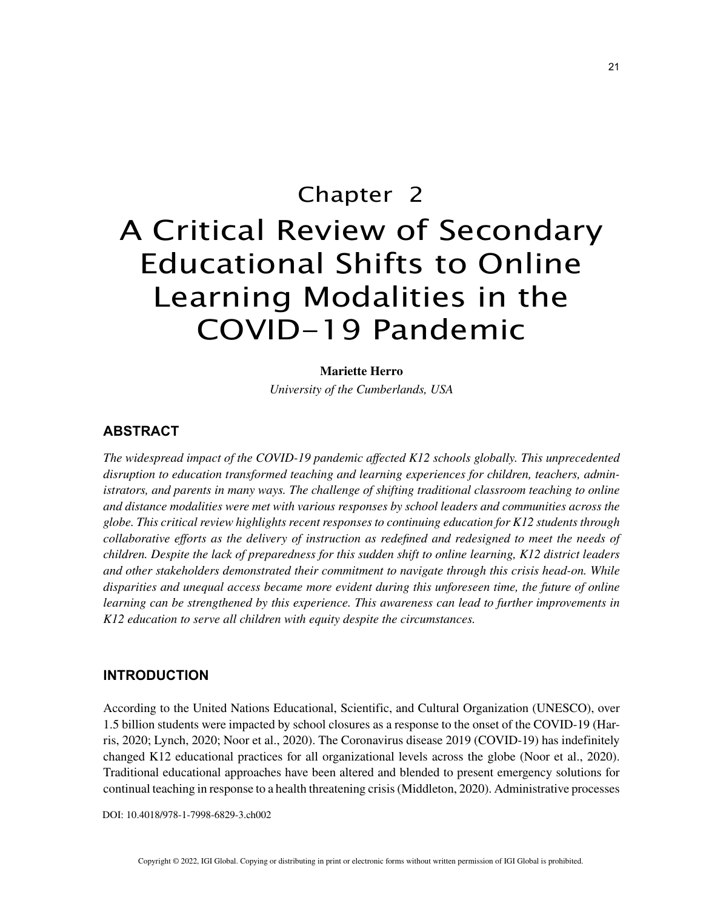# Chapter 2
# A Critical Review of Secondary Educational Shifts to Online Learning Modalities in the COVID-19 Pandemic

**Mariette Herro**

*University of the Cumberlands, USA*

## ABSTRACT

*The widespread impact of the COVID-19 pandemic affected K12 schools globally. This unprecedented disruption to education transformed teaching and learning experiences for children, teachers, administrators, and parents in many ways. The challenge of shifting traditional classroom teaching to online and distance modalities were met with various responses by school leaders and communities across the globe. This critical review highlights recent responses to continuing education for K12 students through collaborative efforts as the delivery of instruction as redefined and redesigned to meet the needs of children. Despite the lack of preparedness for this sudden shift to online learning, K12 district leaders and other stakeholders demonstrated their commitment to navigate through this crisis head-on. While disparities and unequal access became more evident during this unforeseen time, the future of online learning can be strengthened by this experience. This awareness can lead to further improvements in K12 education to serve all children with equity despite the circumstances.*

## INTRODUCTION

According to the United Nations Educational, Scientific, and Cultural Organization (UNESCO), over 1.5 billion students were impacted by school closures as a response to the onset of the COVID-19 (Harris, 2020; Lynch, 2020; Noor et al., 2020). The Coronavirus disease 2019 (COVID-19) has indefinitely changed K12 educational practices for all organizational levels across the globe (Noor et al., 2020). Traditional educational approaches have been altered and blended to present emergency solutions for continual teaching in response to a health threatening crisis (Middleton, 2020). Administrative processes

DOI: 10.4018/978-1-7998-6829-3.ch002

Copyright © 2022, IGI Global. Copying or distributing in print or electronic forms without written permission of IGI Global is prohibited.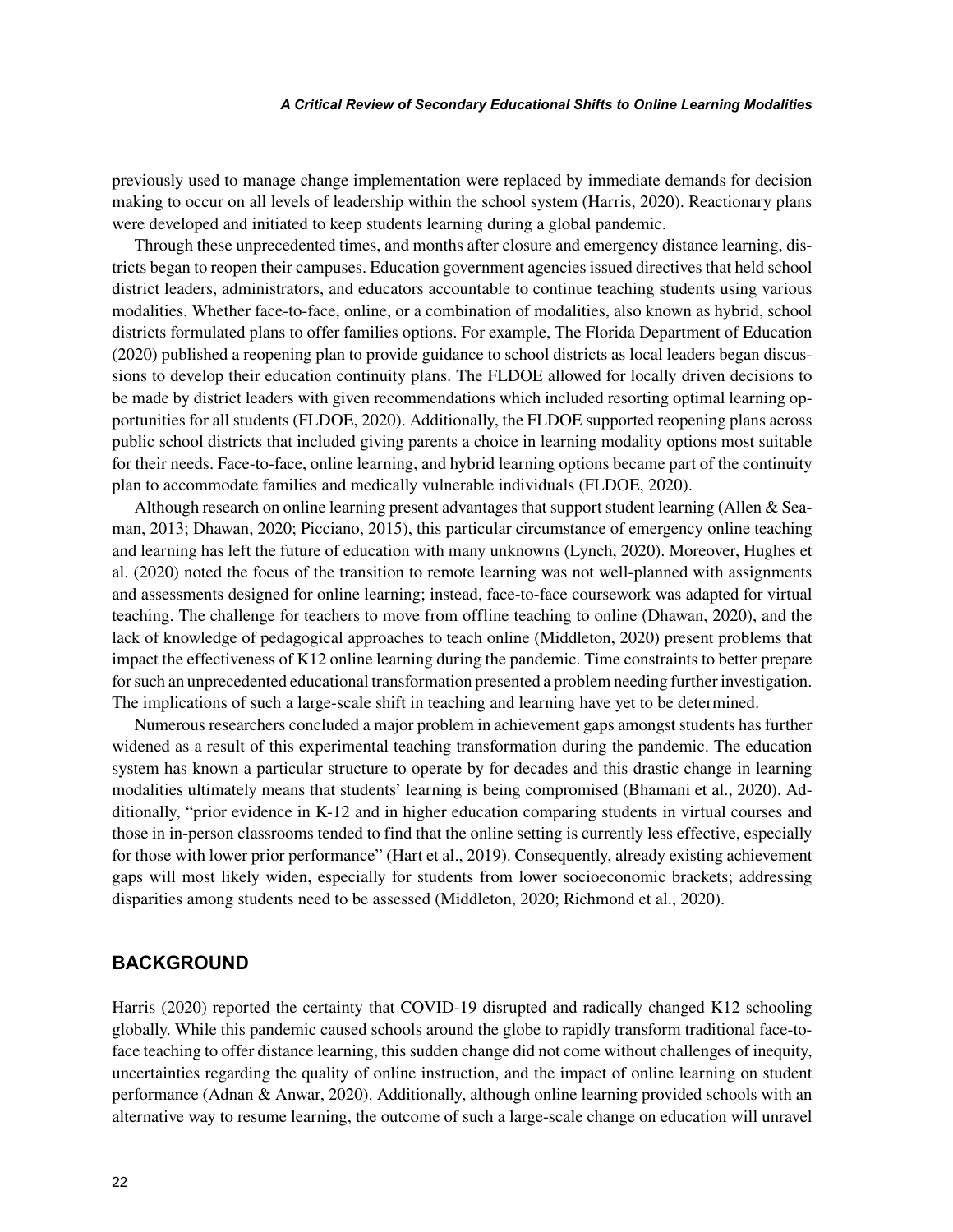previously used to manage change implementation were replaced by immediate demands for decision making to occur on all levels of leadership within the school system (Harris, 2020). Reactionary plans were developed and initiated to keep students learning during a global pandemic.

Through these unprecedented times, and months after closure and emergency distance learning, districts began to reopen their campuses. Education government agencies issued directives that held school district leaders, administrators, and educators accountable to continue teaching students using various modalities. Whether face-to-face, online, or a combination of modalities, also known as hybrid, school districts formulated plans to offer families options. For example, The Florida Department of Education (2020) published a reopening plan to provide guidance to school districts as local leaders began discussions to develop their education continuity plans. The FLDOE allowed for locally driven decisions to be made by district leaders with given recommendations which included resorting optimal learning opportunities for all students (FLDOE, 2020). Additionally, the FLDOE supported reopening plans across public school districts that included giving parents a choice in learning modality options most suitable for their needs. Face-to-face, online learning, and hybrid learning options became part of the continuity plan to accommodate families and medically vulnerable individuals (FLDOE, 2020).

Although research on online learning present advantages that support student learning (Allen & Seaman, 2013; Dhawan, 2020; Picciano, 2015), this particular circumstance of emergency online teaching and learning has left the future of education with many unknowns (Lynch, 2020). Moreover, Hughes et al. (2020) noted the focus of the transition to remote learning was not well-planned with assignments and assessments designed for online learning; instead, face-to-face coursework was adapted for virtual teaching. The challenge for teachers to move from offline teaching to online (Dhawan, 2020), and the lack of knowledge of pedagogical approaches to teach online (Middleton, 2020) present problems that impact the effectiveness of K12 online learning during the pandemic. Time constraints to better prepare for such an unprecedented educational transformation presented a problem needing further investigation. The implications of such a large-scale shift in teaching and learning have yet to be determined.

Numerous researchers concluded a major problem in achievement gaps amongst students has further widened as a result of this experimental teaching transformation during the pandemic. The education system has known a particular structure to operate by for decades and this drastic change in learning modalities ultimately means that students' learning is being compromised (Bhamani et al., 2020). Additionally, "prior evidence in K-12 and in higher education comparing students in virtual courses and those in in-person classrooms tended to find that the online setting is currently less effective, especially for those with lower prior performance" (Hart et al., 2019). Consequently, already existing achievement gaps will most likely widen, especially for students from lower socioeconomic brackets; addressing disparities among students need to be assessed (Middleton, 2020; Richmond et al., 2020).

## BACKGROUND

Harris (2020) reported the certainty that COVID-19 disrupted and radically changed K12 schooling globally. While this pandemic caused schools around the globe to rapidly transform traditional face-to-face teaching to offer distance learning, this sudden change did not come without challenges of inequity, uncertainties regarding the quality of online instruction, and the impact of online learning on student performance (Adnan & Anwar, 2020). Additionally, although online learning provided schools with an alternative way to resume learning, the outcome of such a large-scale change on education will unravel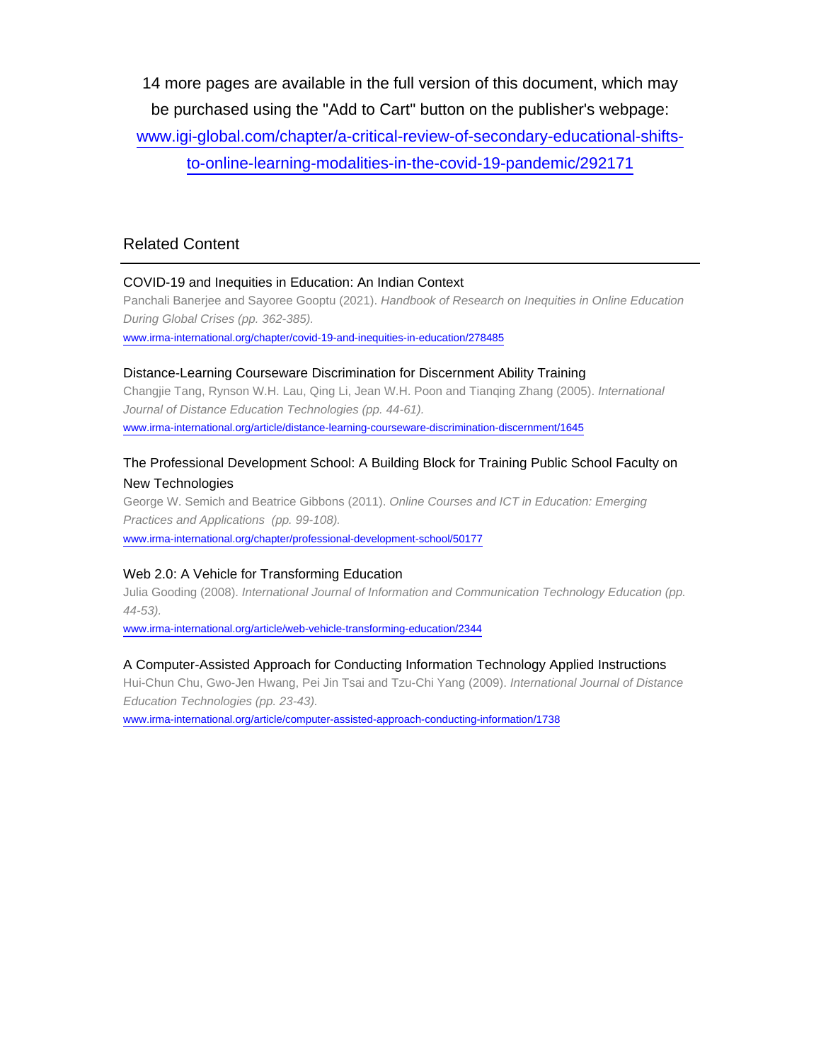14 more pages are available in the full version of this document, which may be purchased using the "Add to Cart" button on the publisher's webpage: [www.igi-global.com/chapter/a-critical-review-of-secondary-educational-shifts-to-online-learning-modalities-in-the-covid-19-pandemic/292171](www.igi-global.com/chapter/a-critical-review-of-secondary-educational-shifts-to-online-learning-modalities-in-the-covid-19-pandemic/292171)

## Related Content

COVID-19 and Inequities in Education: An Indian Context
Panchali Banerjee and Sayoree Gooptu (2021). *Handbook of Research on Inequities in Online Education During Global Crises (pp. 362-385).*
[www.irma-international.org/chapter/covid-19-and-inequities-in-education/278485](www.irma-international.org/chapter/covid-19-and-inequities-in-education/278485)

Distance-Learning Courseware Discrimination for Discernment Ability Training
Changjie Tang, Rynson W.H. Lau, Qing Li, Jean W.H. Poon and Tianqing Zhang (2005). *International Journal of Distance Education Technologies (pp. 44-61).*
[www.irma-international.org/article/distance-learning-courseware-discrimination-discernment/1645](www.irma-international.org/article/distance-learning-courseware-discrimination-discernment/1645)

The Professional Development School: A Building Block for Training Public School Faculty on New Technologies
George W. Semich and Beatrice Gibbons (2011). *Online Courses and ICT in Education: Emerging Practices and Applications (pp. 99-108).*
[www.irma-international.org/chapter/professional-development-school/50177](www.irma-international.org/chapter/professional-development-school/50177)

Web 2.0: A Vehicle for Transforming Education
Julia Gooding (2008). *International Journal of Information and Communication Technology Education (pp. 44-53).*
[www.irma-international.org/article/web-vehicle-transforming-education/2344](www.irma-international.org/article/web-vehicle-transforming-education/2344)

A Computer-Assisted Approach for Conducting Information Technology Applied Instructions
Hui-Chun Chu, Gwo-Jen Hwang, Pei Jin Tsai and Tzu-Chi Yang (2009). *International Journal of Distance Education Technologies (pp. 23-43).*
[www.irma-international.org/article/computer-assisted-approach-conducting-information/1738](www.irma-international.org/article/computer-assisted-approach-conducting-information/1738)